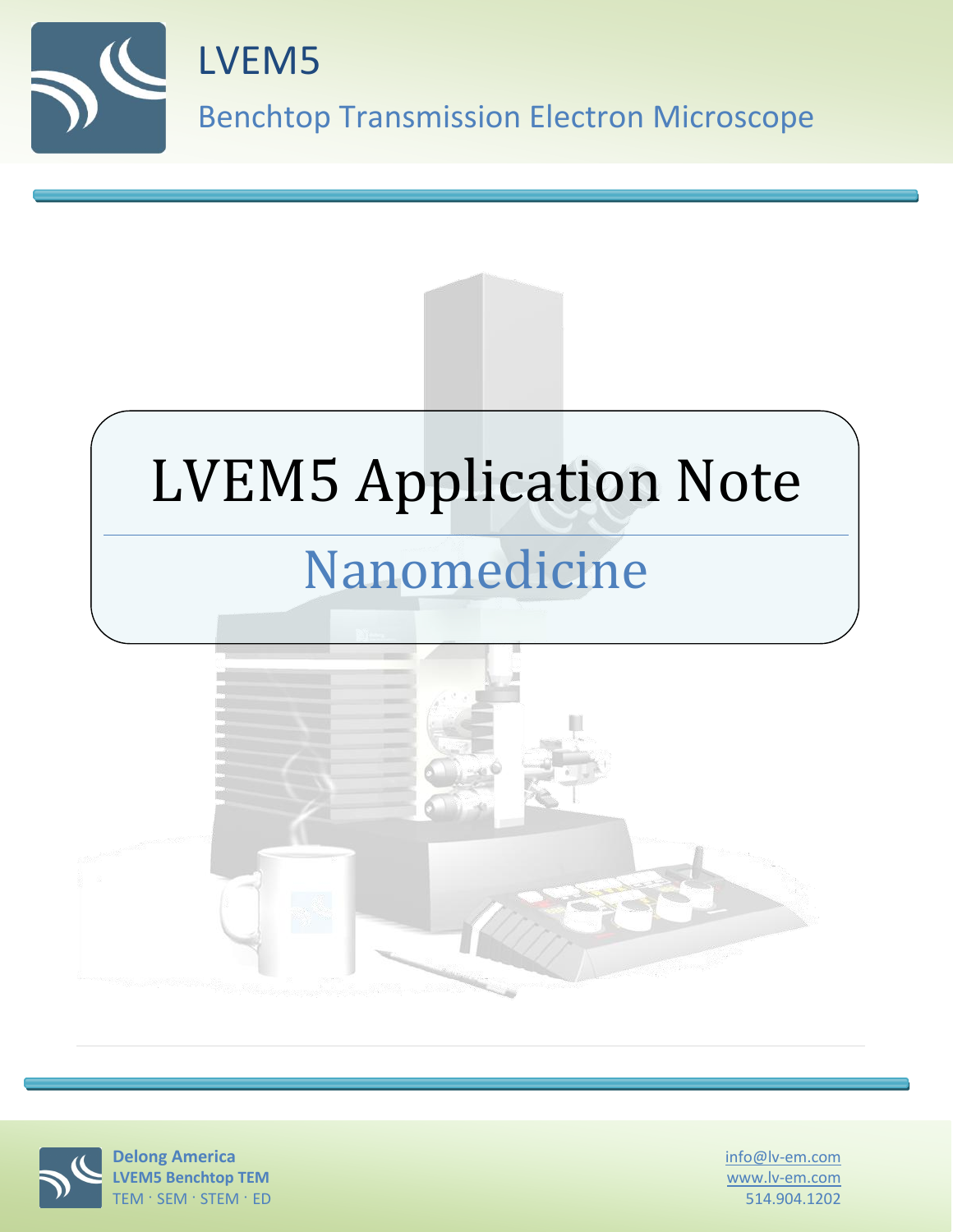# LVEM5

Benchtop Transmission Electron Microscope

# LVEM5 Application Note

## Nanomedicine

**Delong America**
**LVEM5 Benchtop TEM**
TEM · SEM · STEM · ED

info@lv-em.com
www.lv-em.com
514.904.1202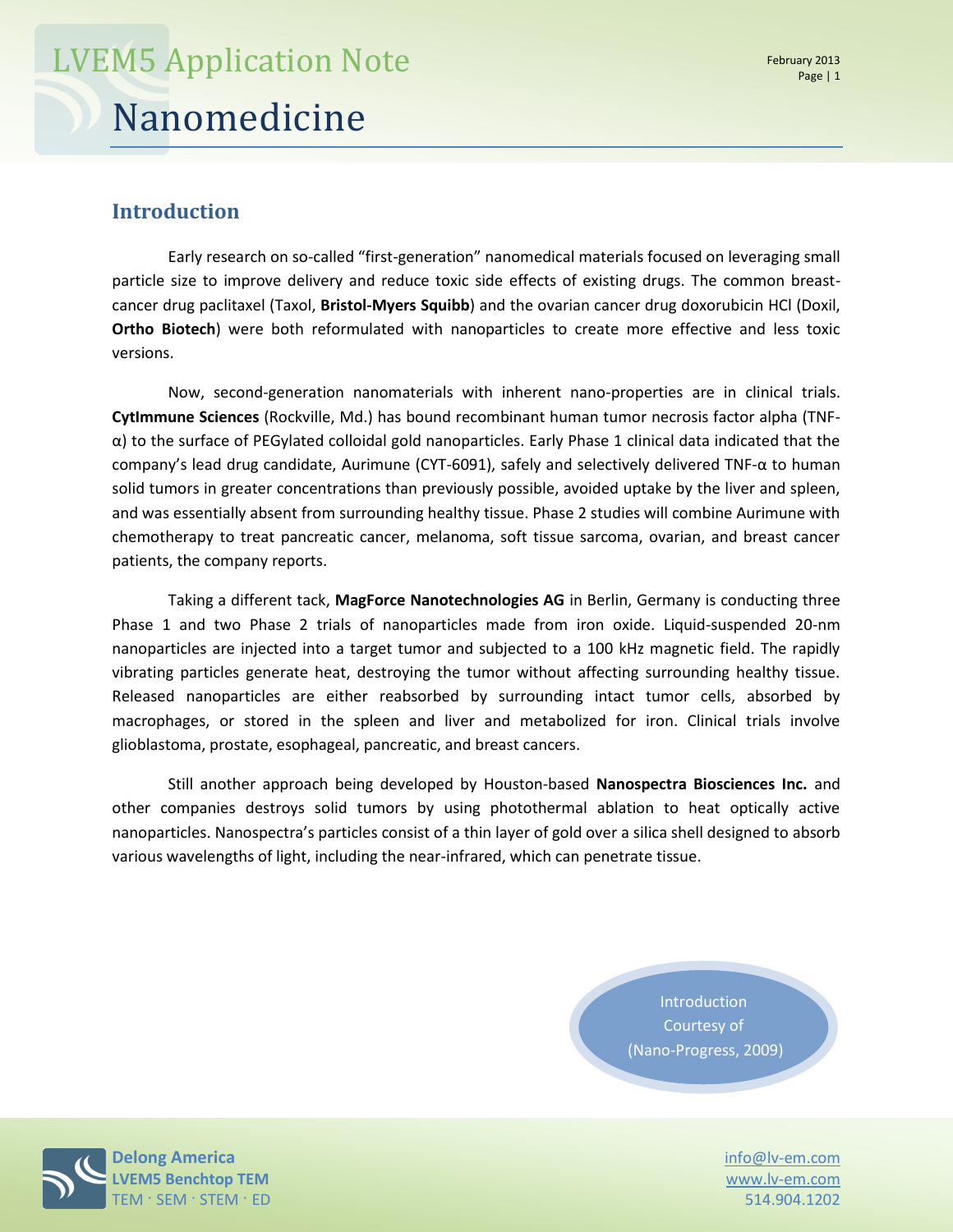# LVEM5 Application Note

# Nanomedicine

## Introduction

Early research on so-called "first-generation" nanomedical materials focused on leveraging small particle size to improve delivery and reduce toxic side effects of existing drugs. The common breast-cancer drug paclitaxel (Taxol, **Bristol-Myers Squibb**) and the ovarian cancer drug doxorubicin HCl (Doxil, **Ortho Biotech**) were both reformulated with nanoparticles to create more effective and less toxic versions.

Now, second-generation nanomaterials with inherent nano-properties are in clinical trials. **CytImmune Sciences** (Rockville, Md.) has bound recombinant human tumor necrosis factor alpha (TNF-α) to the surface of PEGylated colloidal gold nanoparticles. Early Phase 1 clinical data indicated that the company's lead drug candidate, Aurimune (CYT-6091), safely and selectively delivered TNF-α to human solid tumors in greater concentrations than previously possible, avoided uptake by the liver and spleen, and was essentially absent from surrounding healthy tissue. Phase 2 studies will combine Aurimune with chemotherapy to treat pancreatic cancer, melanoma, soft tissue sarcoma, ovarian, and breast cancer patients, the company reports.

Taking a different tack, **MagForce Nanotechnologies AG** in Berlin, Germany is conducting three Phase 1 and two Phase 2 trials of nanoparticles made from iron oxide. Liquid-suspended 20-nm nanoparticles are injected into a target tumor and subjected to a 100 kHz magnetic field. The rapidly vibrating particles generate heat, destroying the tumor without affecting surrounding healthy tissue. Released nanoparticles are either reabsorbed by surrounding intact tumor cells, absorbed by macrophages, or stored in the spleen and liver and metabolized for iron. Clinical trials involve glioblastoma, prostate, esophageal, pancreatic, and breast cancers.

Still another approach being developed by Houston-based **Nanospectra Biosciences Inc.** and other companies destroys solid tumors by using photothermal ablation to heat optically active nanoparticles. Nanospectra's particles consist of a thin layer of gold over a silica shell designed to absorb various wavelengths of light, including the near-infrared, which can penetrate tissue.

Introduction Courtesy of (Nano-Progress, 2009)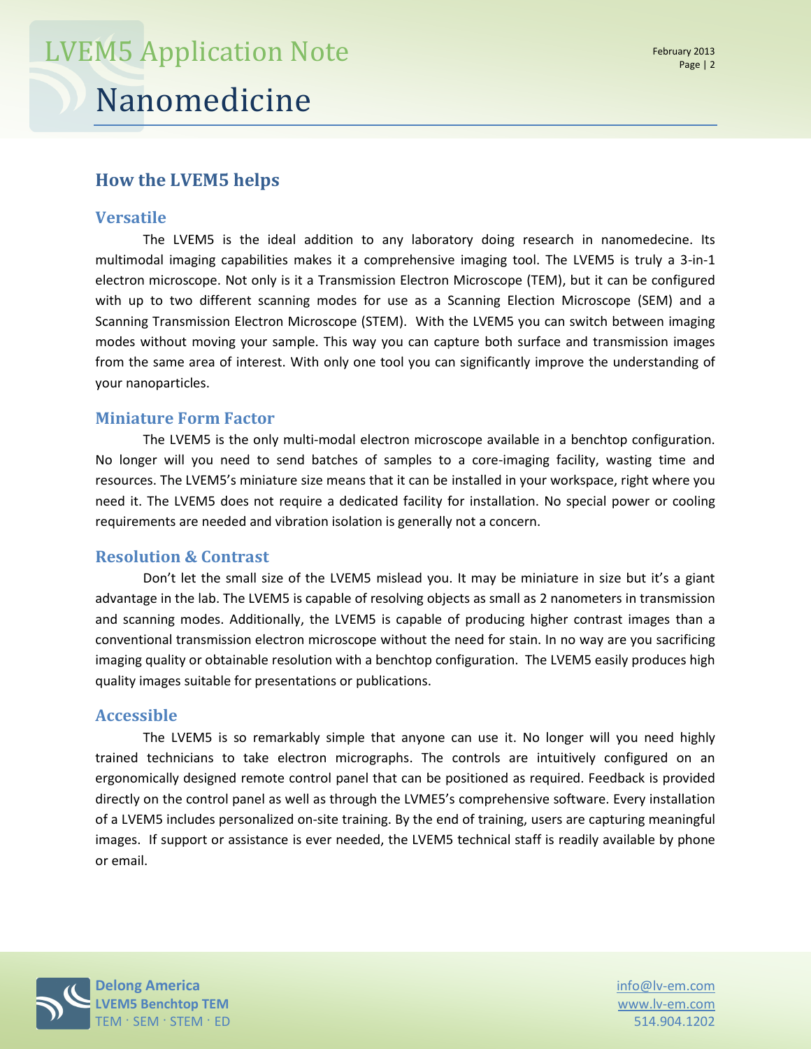## How the LVEM5 helps

### Versatile

The LVEM5 is the ideal addition to any laboratory doing research in nanomedecine. Its multimodal imaging capabilities makes it a comprehensive imaging tool. The LVEM5 is truly a 3-in-1 electron microscope. Not only is it a Transmission Electron Microscope (TEM), but it can be configured with up to two different scanning modes for use as a Scanning Election Microscope (SEM) and a Scanning Transmission Electron Microscope (STEM). With the LVEM5 you can switch between imaging modes without moving your sample. This way you can capture both surface and transmission images from the same area of interest. With only one tool you can significantly improve the understanding of your nanoparticles.

### Miniature Form Factor

The LVEM5 is the only multi-modal electron microscope available in a benchtop configuration. No longer will you need to send batches of samples to a core-imaging facility, wasting time and resources. The LVEM5's miniature size means that it can be installed in your workspace, right where you need it. The LVEM5 does not require a dedicated facility for installation. No special power or cooling requirements are needed and vibration isolation is generally not a concern.

### Resolution & Contrast

Don't let the small size of the LVEM5 mislead you. It may be miniature in size but it's a giant advantage in the lab. The LVEM5 is capable of resolving objects as small as 2 nanometers in transmission and scanning modes. Additionally, the LVEM5 is capable of producing higher contrast images than a conventional transmission electron microscope without the need for stain. In no way are you sacrificing imaging quality or obtainable resolution with a benchtop configuration. The LVEM5 easily produces high quality images suitable for presentations or publications.

### Accessible

The LVEM5 is so remarkably simple that anyone can use it. No longer will you need highly trained technicians to take electron micrographs. The controls are intuitively configured on an ergonomically designed remote control panel that can be positioned as required. Feedback is provided directly on the control panel as well as through the LVME5's comprehensive software. Every installation of a LVEM5 includes personalized on-site training. By the end of training, users are capturing meaningful images. If support or assistance is ever needed, the LVEM5 technical staff is readily available by phone or email.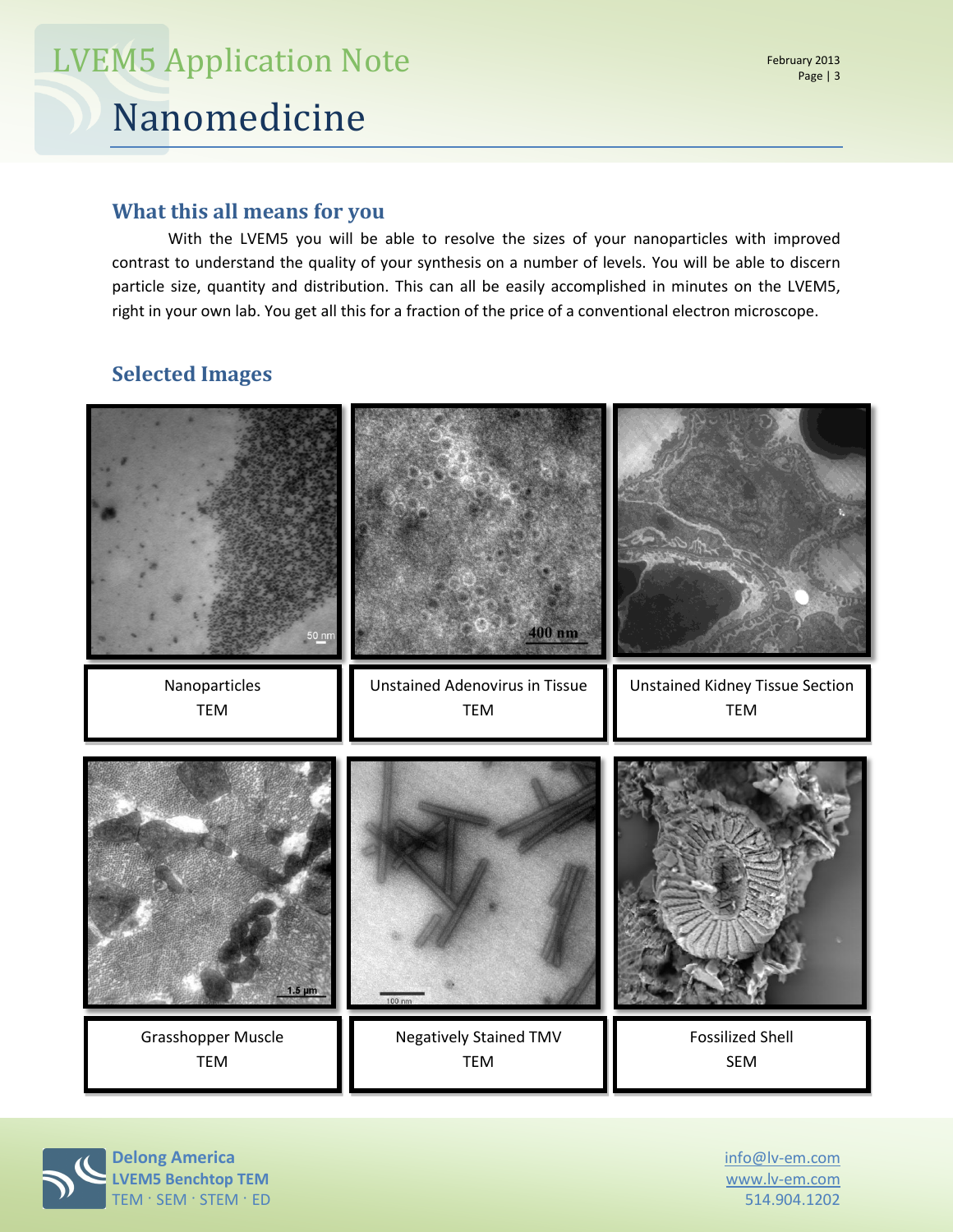## What this all means for you

With the LVEM5 you will be able to resolve the sizes of your nanoparticles with improved contrast to understand the quality of your synthesis on a number of levels. You will be able to discern particle size, quantity and distribution. This can all be easily accomplished in minutes on the LVEM5, right in your own lab. You get all this for a fraction of the price of a conventional electron microscope.

## Selected Images

Nanoparticles
TEM

Unstained Adenovirus in Tissue
TEM

Unstained Kidney Tissue Section
TEM

Grasshopper Muscle
TEM

Negatively Stained TMV
TEM

Fossilized Shell
SEM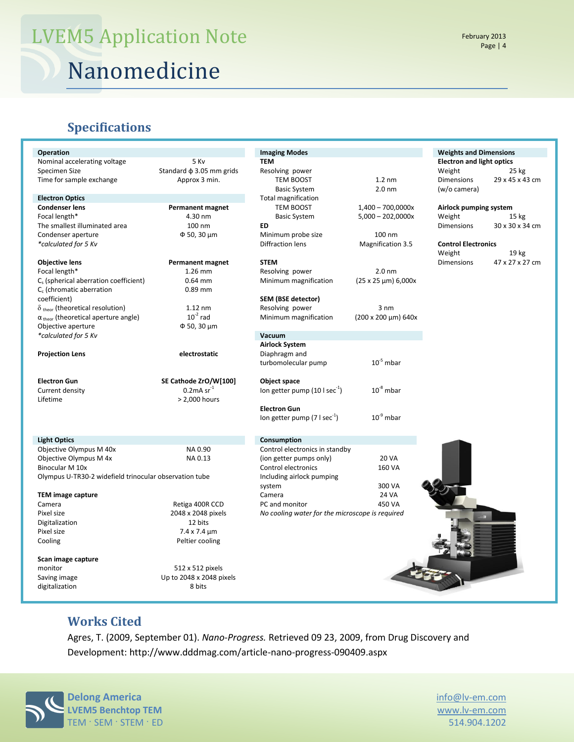## Specifications

### Operation

| | |
|---|---|
| Nominal accelerating voltage | 5 Kv |
| Specimen Size | Standard ϕ 3.05 mm grids |
| Time for sample exchange | Approx 3 min. |

### Electron Optics

| **Condenser lens** | **Permanent magnet** |
|---|---|
| Focal length* | 4.30 nm |
| The smallest illuminated area | 100 nm |
| Condenser aperture | Φ 50, 30 µm |

*calculated for 5 Kv*

| **Objective lens** | **Permanent magnet** |
|---|---|
| Focal length* | 1.26 mm |
| $C_s$ (spherical aberration coefficient) | 0.64 mm |
| $C_c$ (chromatic aberration coefficient) | 0.89 mm |
| $\delta_{theor}$ (theoretical resolution) | 1.12 nm |
| $\alpha_{theor}$ (theoretical aperture angle) | $10^{-2}$ rad |
| Objective aperture | Φ 50, 30 µm |

*calculated for 5 Kv*

| **Projection Lens** | **electrostatic** |
|---|---|

| **Electron Gun** | **SE Cathode ZrO/W[100]** |
|---|---|
| Current density | 0.2mA $sr^{-1}$ |
| Lifetime | > 2,000 hours |

### Light Optics

| | |
|---|---|
| Objective Olympus M 40x | NA 0.90 |
| Objective Olympus M 4x | NA 0.13 |
| Binocular M 10x | |

Olympus U-TR30-2 widefield trinocular observation tube

| **TEM image capture** | |
|---|---|
| Camera | Retiga 400R CCD |
| Pixel size | 2048 x 2048 pixels |
| Digitalization | 12 bits |
| Pixel size | 7.4 x 7.4 µm |
| Cooling | Peltier cooling |

| **Scan image capture** | |
|---|---|
| monitor | 512 x 512 pixels |
| Saving image | Up to 2048 x 2048 pixels |
| digitalization | 8 bits |

### Imaging Modes

| **TEM** | |
|---|---|
| Resolving power | |
| TEM BOOST | 1.2 nm |
| Basic System | 2.0 nm |
| Total magnification | |
| TEM BOOST | 1,400 – 700,0000x |
| Basic System | 5,000 – 202,0000x |

| **ED** | |
|---|---|
| Minimum probe size | 100 nm |
| Diffraction lens | Magnification 3.5 |

| **STEM** | |
|---|---|
| Resolving power | 2.0 nm |
| Minimum magnification | (25 x 25 µm) 6,000x |

| **SEM (BSE detector)** | |
|---|---|
| Resolving power | 3 nm |
| Minimum magnification | (200 x 200 µm) 640x |

### Vacuum

| | |
|---|---|
| **Airlock System** | |
| Diaphragm and turbomolecular pump | $10^{-5}$ mbar |
| **Object space** | |
| Ion getter pump (10 l $sec^{-1}$) | $10^{-8}$ mbar |
| **Electron Gun** | |
| Ion getter pump (7 l $sec^{-1}$) | $10^{-9}$ mbar |

### Consumption

| | |
|---|---|
| Control electronics in standby (ion getter pumps only) | 20 VA |
| Control electronics | 160 VA |
| Including airlock pumping system | 300 VA |
| Camera | 24 VA |
| PC and monitor | 450 VA |

*No cooling water for the microscope is required*

### Weights and Dimensions

| **Electron and light optics** | |
|---|---|
| Weight | 25 kg |
| Dimensions (w/o camera) | 29 x 45 x 43 cm |

| **Airlock pumping system** | |
|---|---|
| Weight | 15 kg |
| Dimensions | 30 x 30 x 34 cm |

| **Control Electronics** | |
|---|---|
| Weight | 19 kg |
| Dimensions | 47 x 27 x 27 cm |

## Works Cited

Agres, T. (2009, September 01). *Nano-Progress.* Retrieved 09 23, 2009, from Drug Discovery and Development: http://www.dddmag.com/article-nano-progress-090409.aspx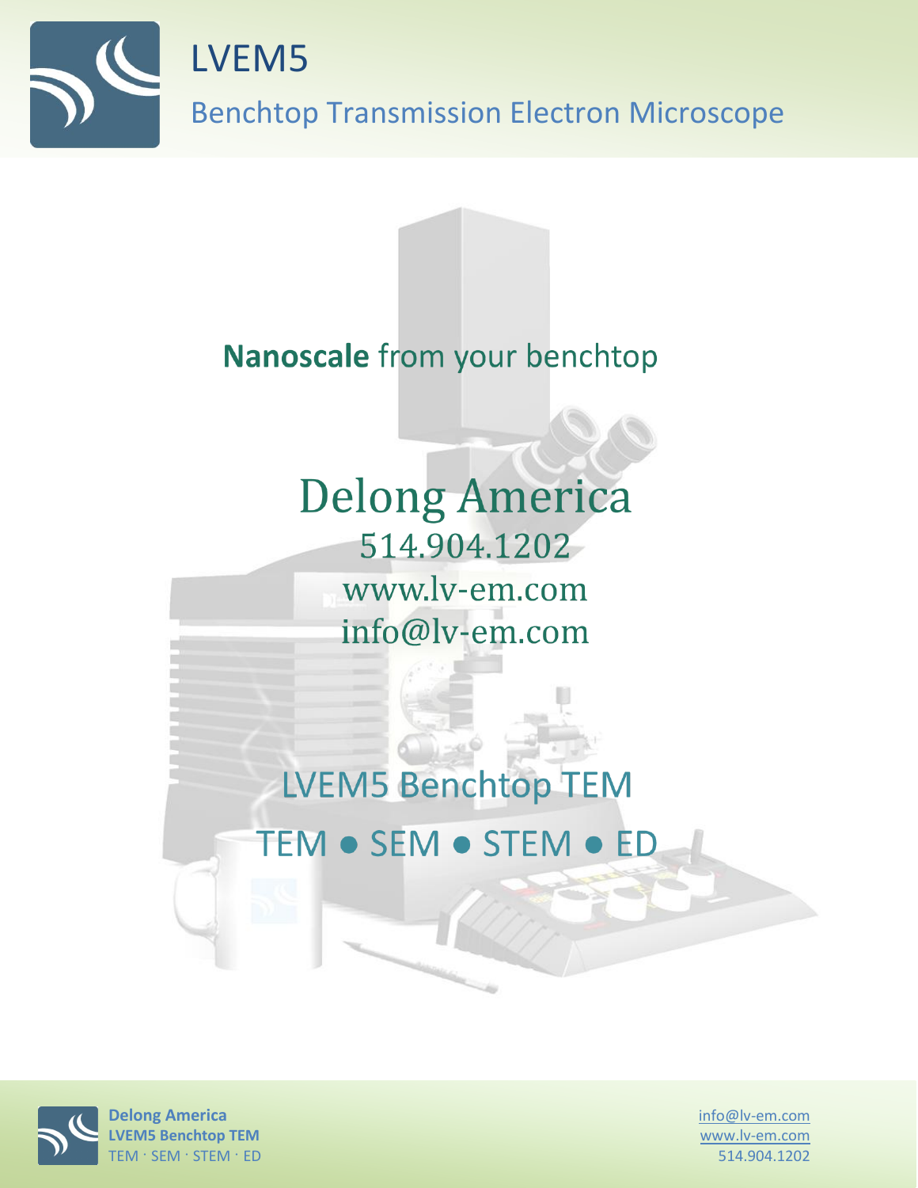# LVEM5

Benchtop Transmission Electron Microscope

**Nanoscale** from your benchtop

## Delong America

514.904.1202

www.lv-em.com

info@lv-em.com

## LVEM5 Benchtop TEM

TEM ● SEM ● STEM ● ED